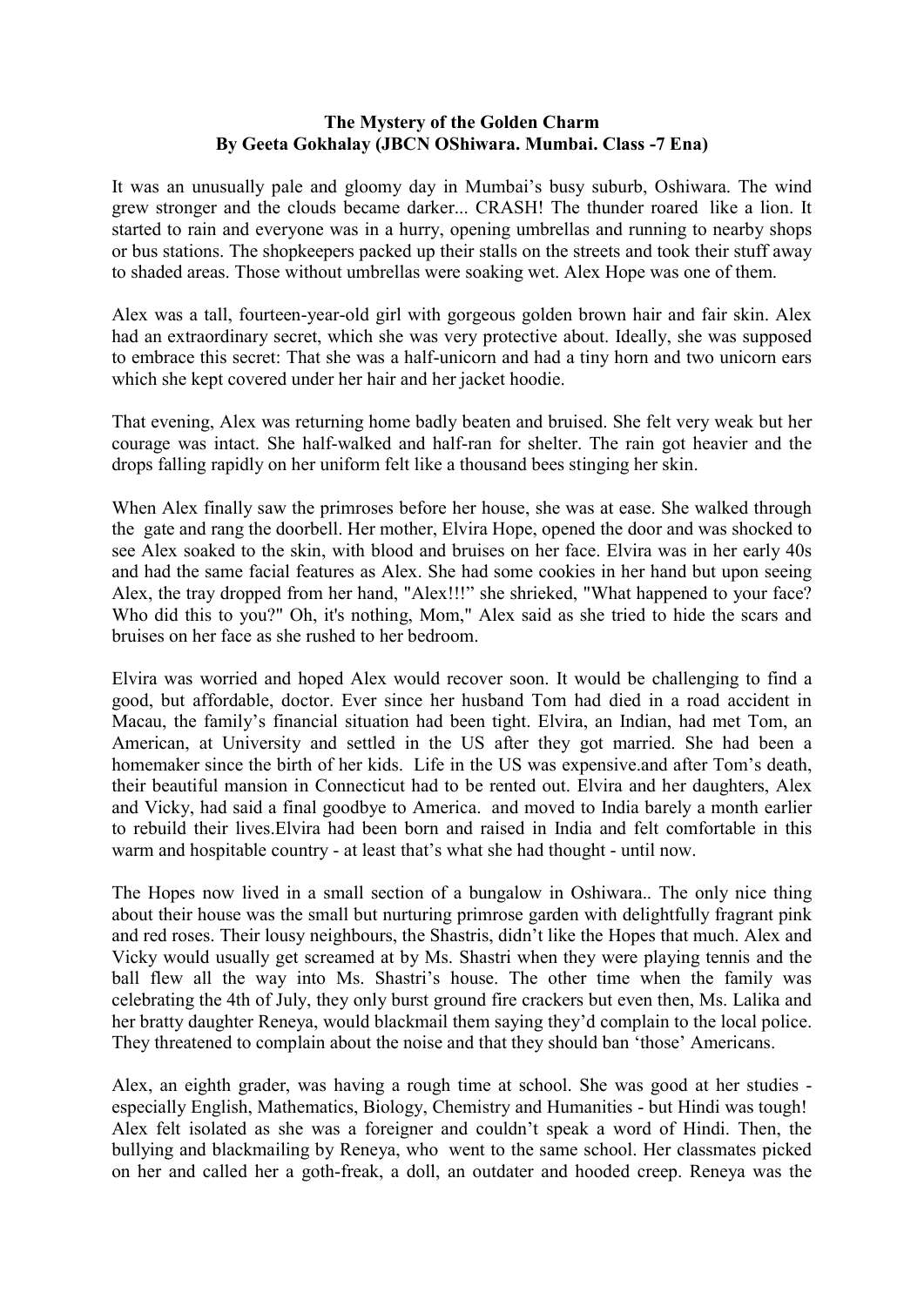**The Mystery of the Golden Charm**
**By Geeta Gokhalay (JBCN OShiwara. Mumbai. Class -7 Ena)**

It was an unusually pale and gloomy day in Mumbai's busy suburb, Oshiwara. The wind grew stronger and the clouds became darker... CRASH! The thunder roared like a lion. It started to rain and everyone was in a hurry, opening umbrellas and running to nearby shops or bus stations. The shopkeepers packed up their stalls on the streets and took their stuff away to shaded areas. Those without umbrellas were soaking wet. Alex Hope was one of them.

Alex was a tall, fourteen-year-old girl with gorgeous golden brown hair and fair skin. Alex had an extraordinary secret, which she was very protective about. Ideally, she was supposed to embrace this secret: That she was a half-unicorn and had a tiny horn and two unicorn ears which she kept covered under her hair and her jacket hoodie.

That evening, Alex was returning home badly beaten and bruised. She felt very weak but her courage was intact. She half-walked and half-ran for shelter. The rain got heavier and the drops falling rapidly on her uniform felt like a thousand bees stinging her skin.

When Alex finally saw the primroses before her house, she was at ease. She walked through the gate and rang the doorbell. Her mother, Elvira Hope, opened the door and was shocked to see Alex soaked to the skin, with blood and bruises on her face. Elvira was in her early 40s and had the same facial features as Alex. She had some cookies in her hand but upon seeing Alex, the tray dropped from her hand, "Alex!!!" she shrieked, "What happened to your face? Who did this to you?" Oh, it's nothing, Mom," Alex said as she tried to hide the scars and bruises on her face as she rushed to her bedroom.

Elvira was worried and hoped Alex would recover soon. It would be challenging to find a good, but affordable, doctor. Ever since her husband Tom had died in a road accident in Macau, the family's financial situation had been tight. Elvira, an Indian, had met Tom, an American, at University and settled in the US after they got married. She had been a homemaker since the birth of her kids. Life in the US was expensive.and after Tom's death, their beautiful mansion in Connecticut had to be rented out. Elvira and her daughters, Alex and Vicky, had said a final goodbye to America. and moved to India barely a month earlier to rebuild their lives.Elvira had been born and raised in India and felt comfortable in this warm and hospitable country - at least that's what she had thought - until now.

The Hopes now lived in a small section of a bungalow in Oshiwara.. The only nice thing about their house was the small but nurturing primrose garden with delightfully fragrant pink and red roses. Their lousy neighbours, the Shastris, didn't like the Hopes that much. Alex and Vicky would usually get screamed at by Ms. Shastri when they were playing tennis and the ball flew all the way into Ms. Shastri's house. The other time when the family was celebrating the 4th of July, they only burst ground fire crackers but even then, Ms. Lalika and her bratty daughter Reneya, would blackmail them saying they'd complain to the local police. They threatened to complain about the noise and that they should ban 'those' Americans.

Alex, an eighth grader, was having a rough time at school. She was good at her studies - especially English, Mathematics, Biology, Chemistry and Humanities - but Hindi was tough! Alex felt isolated as she was a foreigner and couldn't speak a word of Hindi. Then, the bullying and blackmailing by Reneya, who went to the same school. Her classmates picked on her and called her a goth-freak, a doll, an outdater and hooded creep. Reneya was the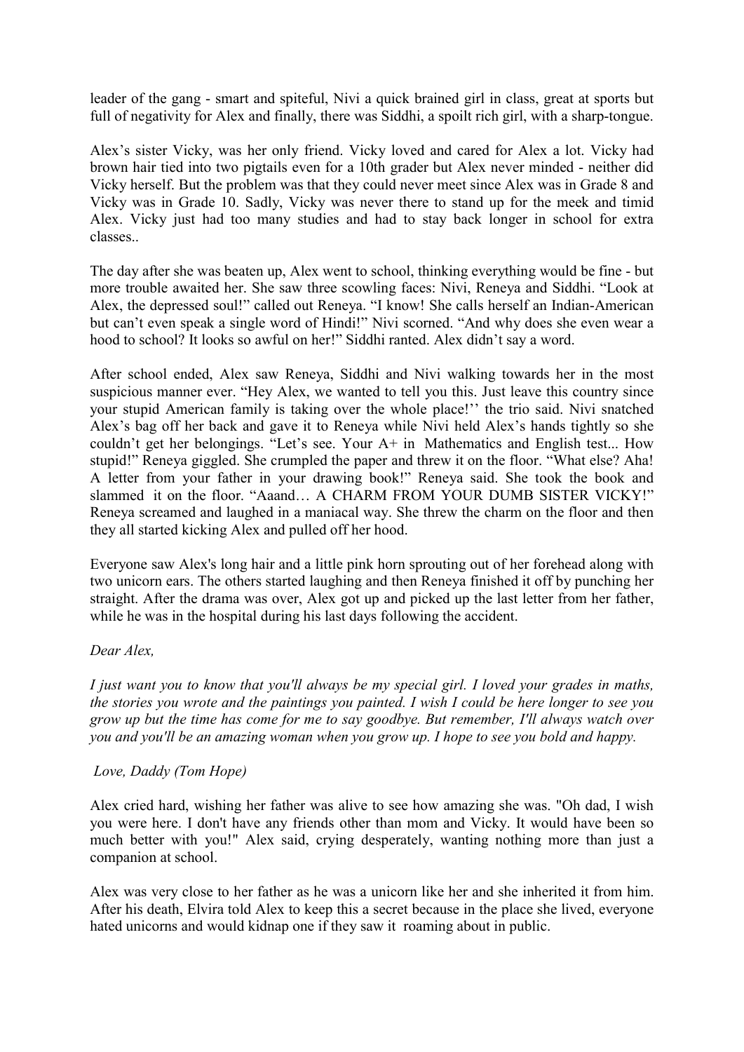leader of the gang - smart and spiteful, Nivi a quick brained girl in class, great at sports but full of negativity for Alex and finally, there was Siddhi, a spoilt rich girl, with a sharp-tongue.

Alex's sister Vicky, was her only friend. Vicky loved and cared for Alex a lot. Vicky had brown hair tied into two pigtails even for a 10th grader but Alex never minded - neither did Vicky herself. But the problem was that they could never meet since Alex was in Grade 8 and Vicky was in Grade 10. Sadly, Vicky was never there to stand up for the meek and timid Alex. Vicky just had too many studies and had to stay back longer in school for extra classes..

The day after she was beaten up, Alex went to school, thinking everything would be fine - but more trouble awaited her. She saw three scowling faces: Nivi, Reneya and Siddhi. "Look at Alex, the depressed soul!" called out Reneya. "I know! She calls herself an Indian-American but can't even speak a single word of Hindi!" Nivi scorned. "And why does she even wear a hood to school? It looks so awful on her!" Siddhi ranted. Alex didn't say a word.

After school ended, Alex saw Reneya, Siddhi and Nivi walking towards her in the most suspicious manner ever. "Hey Alex, we wanted to tell you this. Just leave this country since your stupid American family is taking over the whole place!'' the trio said. Nivi snatched Alex's bag off her back and gave it to Reneya while Nivi held Alex's hands tightly so she couldn't get her belongings. "Let's see. Your A+ in Mathematics and English test... How stupid!" Reneya giggled. She crumpled the paper and threw it on the floor. "What else? Aha! A letter from your father in your drawing book!" Reneya said. She took the book and slammed it on the floor. "Aaand… A CHARM FROM YOUR DUMB SISTER VICKY!" Reneya screamed and laughed in a maniacal way. She threw the charm on the floor and then they all started kicking Alex and pulled off her hood.

Everyone saw Alex's long hair and a little pink horn sprouting out of her forehead along with two unicorn ears. The others started laughing and then Reneya finished it off by punching her straight. After the drama was over, Alex got up and picked up the last letter from her father, while he was in the hospital during his last days following the accident.

*Dear Alex,*

*I just want you to know that you'll always be my special girl. I loved your grades in maths, the stories you wrote and the paintings you painted. I wish I could be here longer to see you grow up but the time has come for me to say goodbye. But remember, I'll always watch over you and you'll be an amazing woman when you grow up. I hope to see you bold and happy.*

*Love, Daddy (Tom Hope)*

Alex cried hard, wishing her father was alive to see how amazing she was. "Oh dad, I wish you were here. I don't have any friends other than mom and Vicky. It would have been so much better with you!" Alex said, crying desperately, wanting nothing more than just a companion at school.

Alex was very close to her father as he was a unicorn like her and she inherited it from him. After his death, Elvira told Alex to keep this a secret because in the place she lived, everyone hated unicorns and would kidnap one if they saw it roaming about in public.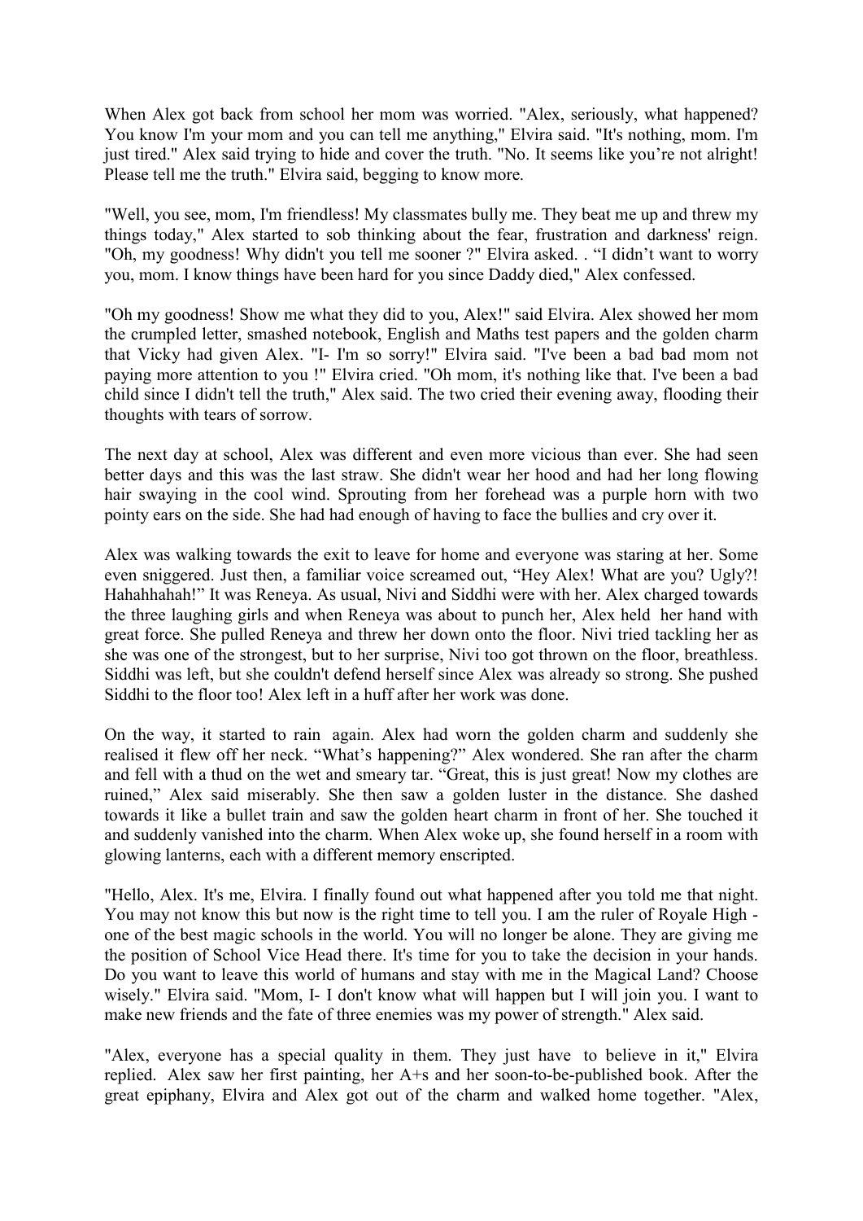When Alex got back from school her mom was worried. "Alex, seriously, what happened? You know I'm your mom and you can tell me anything," Elvira said. "It's nothing, mom. I'm just tired." Alex said trying to hide and cover the truth. "No. It seems like you're not alright! Please tell me the truth." Elvira said, begging to know more.

"Well, you see, mom, I'm friendless! My classmates bully me. They beat me up and threw my things today," Alex started to sob thinking about the fear, frustration and darkness' reign. "Oh, my goodness! Why didn't you tell me sooner ?" Elvira asked. . "I didn't want to worry you, mom. I know things have been hard for you since Daddy died," Alex confessed.

"Oh my goodness! Show me what they did to you, Alex!" said Elvira. Alex showed her mom the crumpled letter, smashed notebook, English and Maths test papers and the golden charm that Vicky had given Alex. "I- I'm so sorry!" Elvira said. "I've been a bad bad mom not paying more attention to you !" Elvira cried. "Oh mom, it's nothing like that. I've been a bad child since I didn't tell the truth," Alex said. The two cried their evening away, flooding their thoughts with tears of sorrow.

The next day at school, Alex was different and even more vicious than ever. She had seen better days and this was the last straw. She didn't wear her hood and had her long flowing hair swaying in the cool wind. Sprouting from her forehead was a purple horn with two pointy ears on the side. She had had enough of having to face the bullies and cry over it.

Alex was walking towards the exit to leave for home and everyone was staring at her. Some even sniggered. Just then, a familiar voice screamed out, "Hey Alex! What are you? Ugly?! Hahahhahah!" It was Reneya. As usual, Nivi and Siddhi were with her. Alex charged towards the three laughing girls and when Reneya was about to punch her, Alex held her hand with great force. She pulled Reneya and threw her down onto the floor. Nivi tried tackling her as she was one of the strongest, but to her surprise, Nivi too got thrown on the floor, breathless. Siddhi was left, but she couldn't defend herself since Alex was already so strong. She pushed Siddhi to the floor too! Alex left in a huff after her work was done.

On the way, it started to rain again. Alex had worn the golden charm and suddenly she realised it flew off her neck. "What's happening?" Alex wondered. She ran after the charm and fell with a thud on the wet and smeary tar. "Great, this is just great! Now my clothes are ruined," Alex said miserably. She then saw a golden luster in the distance. She dashed towards it like a bullet train and saw the golden heart charm in front of her. She touched it and suddenly vanished into the charm. When Alex woke up, she found herself in a room with glowing lanterns, each with a different memory enscripted.

"Hello, Alex. It's me, Elvira. I finally found out what happened after you told me that night. You may not know this but now is the right time to tell you. I am the ruler of Royale High - one of the best magic schools in the world. You will no longer be alone. They are giving me the position of School Vice Head there. It's time for you to take the decision in your hands. Do you want to leave this world of humans and stay with me in the Magical Land? Choose wisely." Elvira said. "Mom, I- I don't know what will happen but I will join you. I want to make new friends and the fate of three enemies was my power of strength." Alex said.

"Alex, everyone has a special quality in them. They just have to believe in it," Elvira replied. Alex saw her first painting, her A+s and her soon-to-be-published book. After the great epiphany, Elvira and Alex got out of the charm and walked home together. "Alex,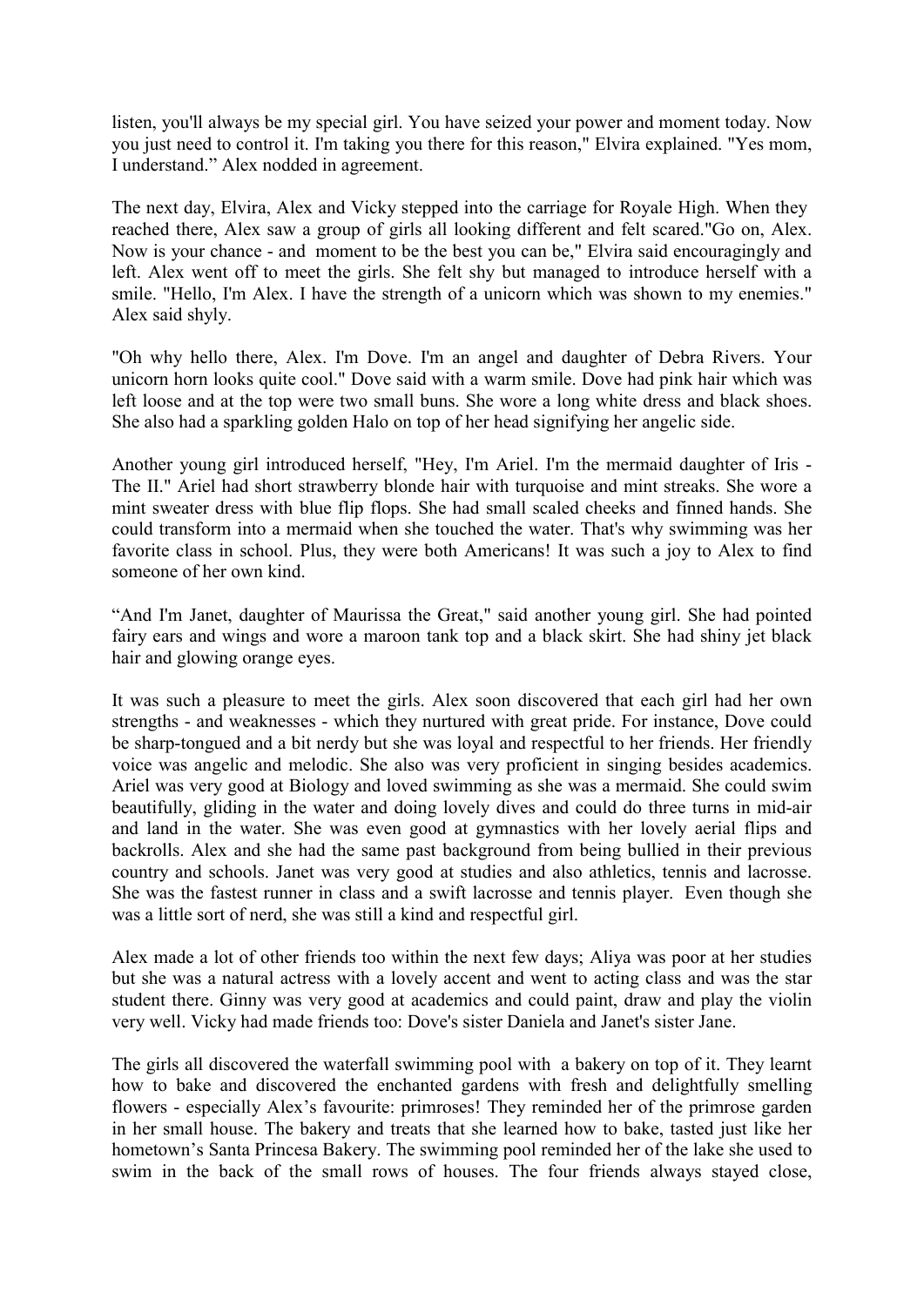listen, you'll always be my special girl. You have seized your power and moment today. Now you just need to control it. I'm taking you there for this reason," Elvira explained. "Yes mom, I understand." Alex nodded in agreement.

The next day, Elvira, Alex and Vicky stepped into the carriage for Royale High. When they reached there, Alex saw a group of girls all looking different and felt scared."Go on, Alex. Now is your chance - and  moment to be the best you can be," Elvira said encouragingly and left. Alex went off to meet the girls. She felt shy but managed to introduce herself with a smile. "Hello, I'm Alex. I have the strength of a unicorn which was shown to my enemies." Alex said shyly.

"Oh why hello there, Alex. I'm Dove. I'm an angel and daughter of Debra Rivers. Your unicorn horn looks quite cool." Dove said with a warm smile. Dove had pink hair which was left loose and at the top were two small buns. She wore a long white dress and black shoes. She also had a sparkling golden Halo on top of her head signifying her angelic side.

Another young girl introduced herself, "Hey, I'm Ariel. I'm the mermaid daughter of Iris - The II." Ariel had short strawberry blonde hair with turquoise and mint streaks. She wore a mint sweater dress with blue flip flops. She had small scaled cheeks and finned hands. She could transform into a mermaid when she touched the water. That's why swimming was her favorite class in school. Plus, they were both Americans! It was such a joy to Alex to find someone of her own kind.

"And I'm Janet, daughter of Maurissa the Great," said another young girl. She had pointed fairy ears and wings and wore a maroon tank top and a black skirt. She had shiny jet black hair and glowing orange eyes.

It was such a pleasure to meet the girls. Alex soon discovered that each girl had her own strengths - and weaknesses - which they nurtured with great pride. For instance, Dove could be sharp-tongued and a bit nerdy but she was loyal and respectful to her friends. Her friendly voice was angelic and melodic. She also was very proficient in singing besides academics. Ariel was very good at Biology and loved swimming as she was a mermaid. She could swim beautifully, gliding in the water and doing lovely dives and could do three turns in mid-air and land in the water. She was even good at gymnastics with her lovely aerial flips and backrolls. Alex and she had the same past background from being bullied in their previous country and schools. Janet was very good at studies and also athletics, tennis and lacrosse. She was the fastest runner in class and a swift lacrosse and tennis player.  Even though she was a little sort of nerd, she was still a kind and respectful girl.

Alex made a lot of other friends too within the next few days; Aliya was poor at her studies but she was a natural actress with a lovely accent and went to acting class and was the star student there. Ginny was very good at academics and could paint, draw and play the violin very well. Vicky had made friends too: Dove's sister Daniela and Janet's sister Jane.

The girls all discovered the waterfall swimming pool with  a bakery on top of it. They learnt how to bake and discovered the enchanted gardens with fresh and delightfully smelling flowers - especially Alex's favourite: primroses! They reminded her of the primrose garden in her small house. The bakery and treats that she learned how to bake, tasted just like her hometown's Santa Princesa Bakery. The swimming pool reminded her of the lake she used to swim in the back of the small rows of houses. The four friends always stayed close,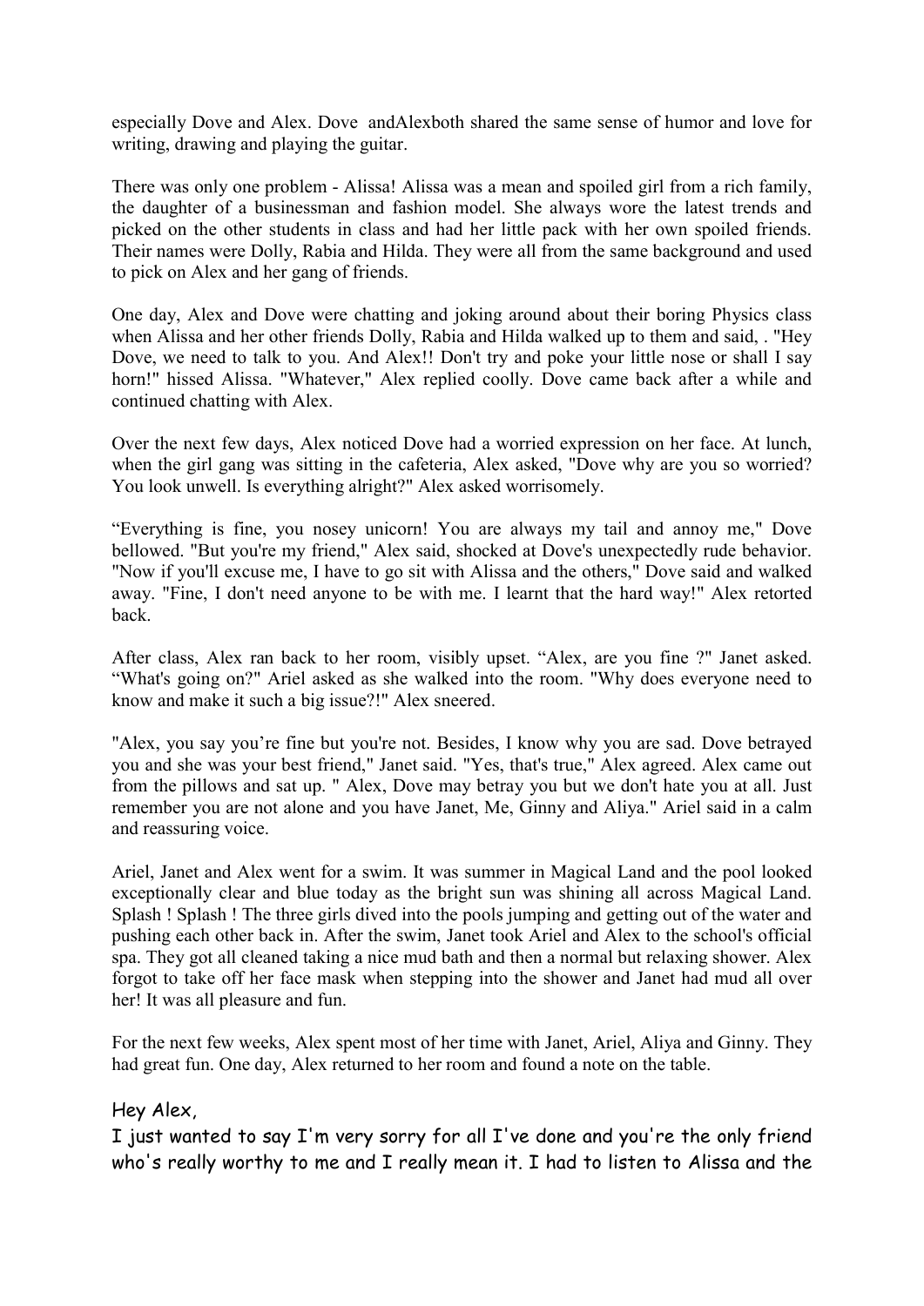especially Dove and Alex. Dove andAlexboth shared the same sense of humor and love for writing, drawing and playing the guitar.

There was only one problem - Alissa! Alissa was a mean and spoiled girl from a rich family, the daughter of a businessman and fashion model. She always wore the latest trends and picked on the other students in class and had her little pack with her own spoiled friends. Their names were Dolly, Rabia and Hilda. They were all from the same background and used to pick on Alex and her gang of friends.

One day, Alex and Dove were chatting and joking around about their boring Physics class when Alissa and her other friends Dolly, Rabia and Hilda walked up to them and said, . "Hey Dove, we need to talk to you. And Alex!! Don't try and poke your little nose or shall I say horn!" hissed Alissa. "Whatever," Alex replied coolly. Dove came back after a while and continued chatting with Alex.

Over the next few days, Alex noticed Dove had a worried expression on her face. At lunch, when the girl gang was sitting in the cafeteria, Alex asked, "Dove why are you so worried? You look unwell. Is everything alright?" Alex asked worrisomely.

"Everything is fine, you nosey unicorn! You are always my tail and annoy me," Dove bellowed. "But you're my friend," Alex said, shocked at Dove's unexpectedly rude behavior. "Now if you'll excuse me, I have to go sit with Alissa and the others," Dove said and walked away. "Fine, I don't need anyone to be with me. I learnt that the hard way!" Alex retorted back.

After class, Alex ran back to her room, visibly upset. "Alex, are you fine ?" Janet asked. "What's going on?" Ariel asked as she walked into the room. "Why does everyone need to know and make it such a big issue?!" Alex sneered.

"Alex, you say you're fine but you're not. Besides, I know why you are sad. Dove betrayed you and she was your best friend," Janet said. "Yes, that's true," Alex agreed. Alex came out from the pillows and sat up. " Alex, Dove may betray you but we don't hate you at all. Just remember you are not alone and you have Janet, Me, Ginny and Aliya." Ariel said in a calm and reassuring voice.

Ariel, Janet and Alex went for a swim. It was summer in Magical Land and the pool looked exceptionally clear and blue today as the bright sun was shining all across Magical Land. Splash ! Splash ! The three girls dived into the pools jumping and getting out of the water and pushing each other back in. After the swim, Janet took Ariel and Alex to the school's official spa. They got all cleaned taking a nice mud bath and then a normal but relaxing shower. Alex forgot to take off her face mask when stepping into the shower and Janet had mud all over her! It was all pleasure and fun.

For the next few weeks, Alex spent most of her time with Janet, Ariel, Aliya and Ginny. They had great fun. One day, Alex returned to her room and found a note on the table.

Hey Alex,

I just wanted to say I'm very sorry for all I've done and you're the only friend who's really worthy to me and I really mean it. I had to listen to Alissa and the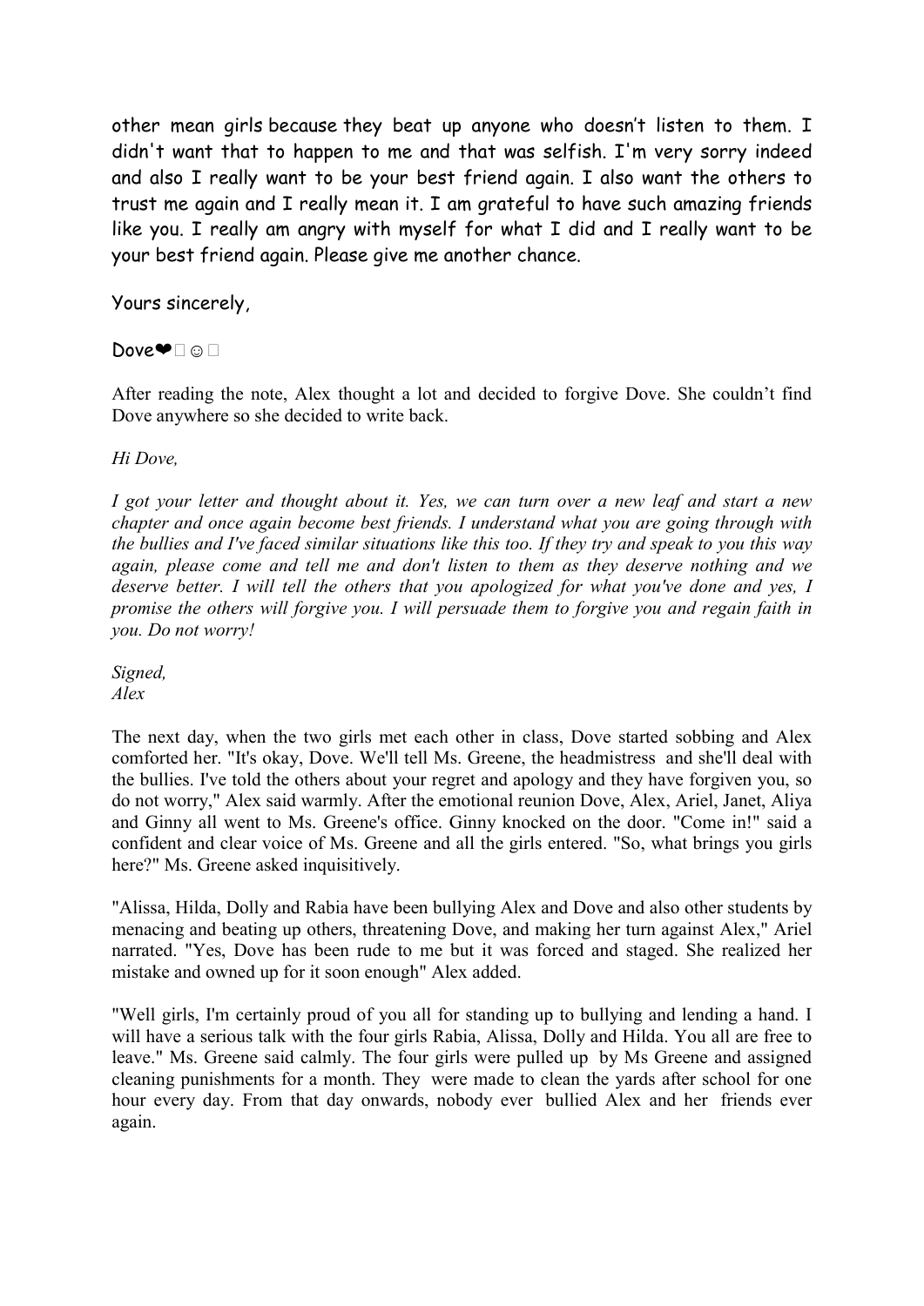other mean girls because they beat up anyone who doesn't listen to them. I didn't want that to happen to me and that was selfish. I'm very sorry indeed and also I really want to be your best friend again. I also want the others to trust me again and I really mean it. I am grateful to have such amazing friends like you. I really am angry with myself for what I did and I really want to be your best friend again. Please give me another chance.

Yours sincerely,

Dove❤☺

After reading the note, Alex thought a lot and decided to forgive Dove. She couldn't find Dove anywhere so she decided to write back.

*Hi Dove,*

*I got your letter and thought about it. Yes, we can turn over a new leaf and start a new chapter and once again become best friends. I understand what you are going through with the bullies and I've faced similar situations like this too. If they try and speak to you this way again, please come and tell me and don't listen to them as they deserve nothing and we deserve better. I will tell the others that you apologized for what you've done and yes, I promise the others will forgive you. I will persuade them to forgive you and regain faith in you. Do not worry!*

*Signed,*
*Alex*

The next day, when the two girls met each other in class, Dove started sobbing and Alex comforted her. "It's okay, Dove. We'll tell Ms. Greene, the headmistress and she'll deal with the bullies. I've told the others about your regret and apology and they have forgiven you, so do not worry," Alex said warmly. After the emotional reunion Dove, Alex, Ariel, Janet, Aliya and Ginny all went to Ms. Greene's office. Ginny knocked on the door. "Come in!" said a confident and clear voice of Ms. Greene and all the girls entered. "So, what brings you girls here?" Ms. Greene asked inquisitively.

"Alissa, Hilda, Dolly and Rabia have been bullying Alex and Dove and also other students by menacing and beating up others, threatening Dove, and making her turn against Alex," Ariel narrated. "Yes, Dove has been rude to me but it was forced and staged. She realized her mistake and owned up for it soon enough" Alex added.

"Well girls, I'm certainly proud of you all for standing up to bullying and lending a hand. I will have a serious talk with the four girls Rabia, Alissa, Dolly and Hilda. You all are free to leave." Ms. Greene said calmly. The four girls were pulled up by Ms Greene and assigned cleaning punishments for a month. They were made to clean the yards after school for one hour every day. From that day onwards, nobody ever bullied Alex and her friends ever again.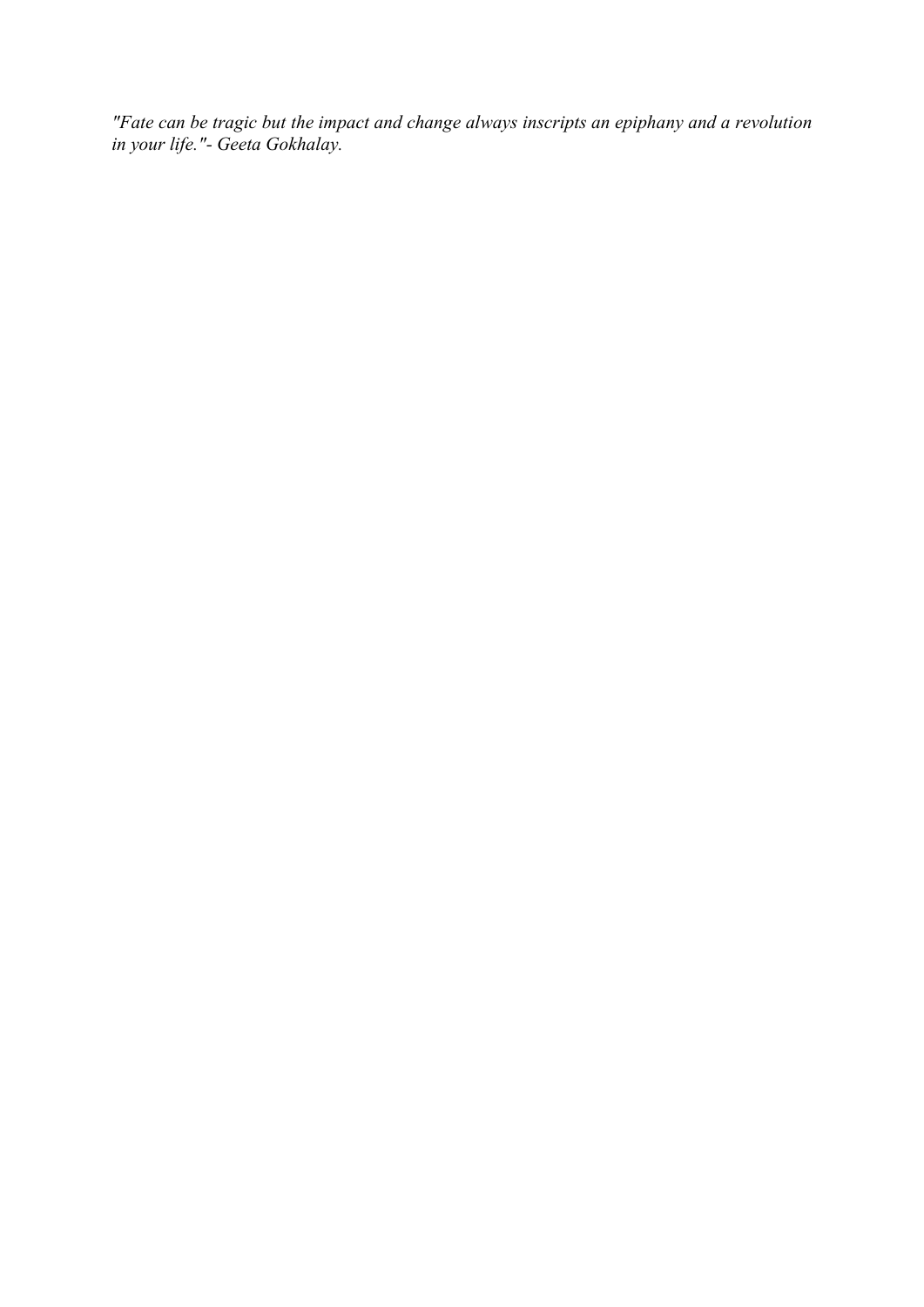*"Fate can be tragic but the impact and change always inscripts an epiphany and a revolution in your life."- Geeta Gokhalay.*